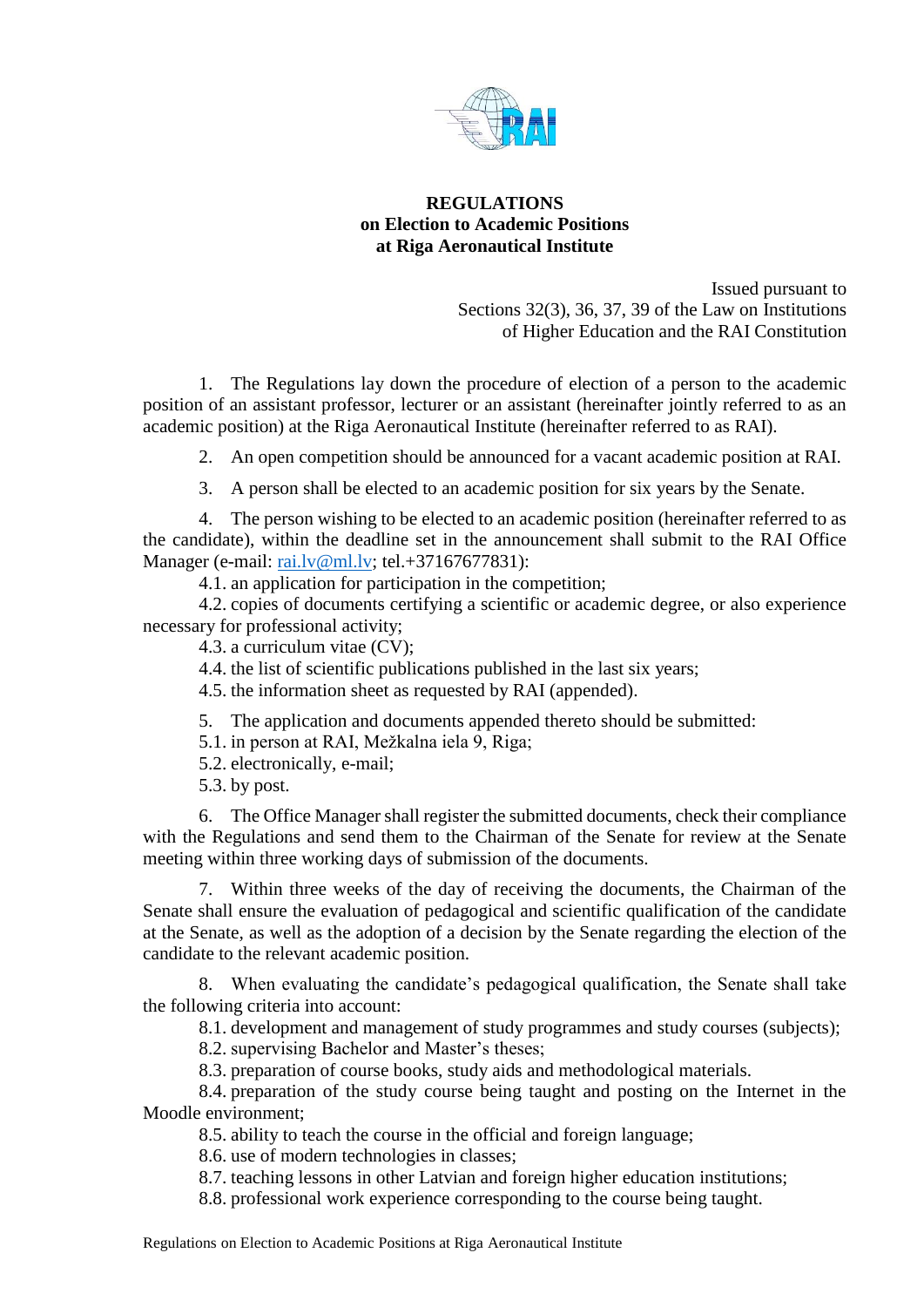**REGULATIONS**
**on Election to Academic Positions**
**at Riga Aeronautical Institute**

Issued pursuant to
Sections 32(3), 36, 37, 39 of the Law on Institutions
of Higher Education and the RAI Constitution

1. The Regulations lay down the procedure of election of a person to the academic position of an assistant professor, lecturer or an assistant (hereinafter jointly referred to as an academic position) at the Riga Aeronautical Institute (hereinafter referred to as RAI).

2. An open competition should be announced for a vacant academic position at RAI.

3. A person shall be elected to an academic position for six years by the Senate.

4. The person wishing to be elected to an academic position (hereinafter referred to as the candidate), within the deadline set in the announcement shall submit to the RAI Office Manager (e-mail: rai.lv@ml.lv; tel.+37167677831):

4.1. an application for participation in the competition;
4.2. copies of documents certifying a scientific or academic degree, or also experience necessary for professional activity;
4.3. a curriculum vitae (CV);
4.4. the list of scientific publications published in the last six years;
4.5. the information sheet as requested by RAI (appended).

5. The application and documents appended thereto should be submitted:

5.1. in person at RAI, Mežkalna iela 9, Riga;
5.2. electronically, e-mail;
5.3. by post.

6. The Office Manager shall register the submitted documents, check their compliance with the Regulations and send them to the Chairman of the Senate for review at the Senate meeting within three working days of submission of the documents.

7. Within three weeks of the day of receiving the documents, the Chairman of the Senate shall ensure the evaluation of pedagogical and scientific qualification of the candidate at the Senate, as well as the adoption of a decision by the Senate regarding the election of the candidate to the relevant academic position.

8. When evaluating the candidate's pedagogical qualification, the Senate shall take the following criteria into account:

8.1. development and management of study programmes and study courses (subjects);
8.2. supervising Bachelor and Master's theses;
8.3. preparation of course books, study aids and methodological materials.
8.4. preparation of the study course being taught and posting on the Internet in the Moodle environment;
8.5. ability to teach the course in the official and foreign language;
8.6. use of modern technologies in classes;
8.7. teaching lessons in other Latvian and foreign higher education institutions;
8.8. professional work experience corresponding to the course being taught.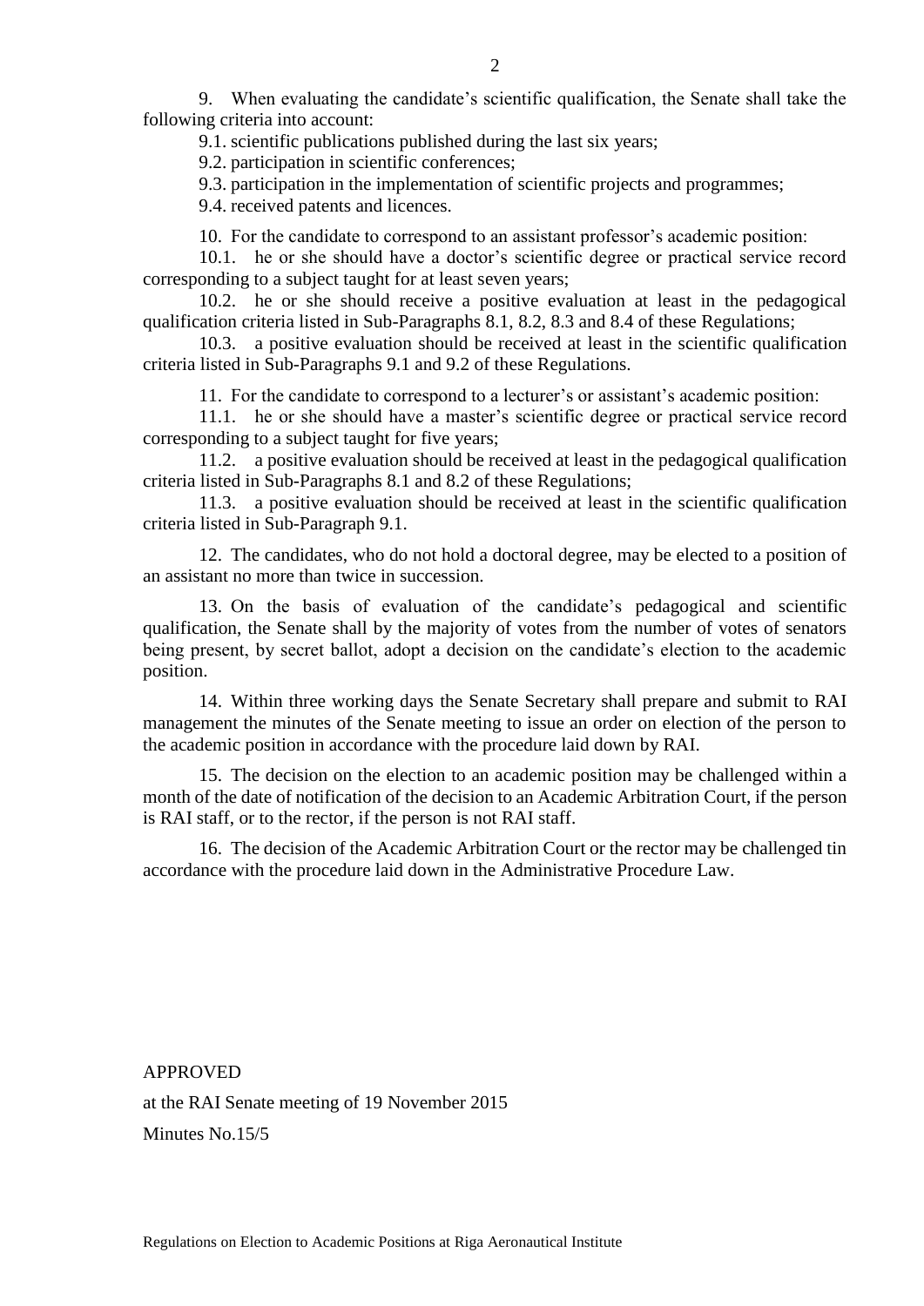9. When evaluating the candidate's scientific qualification, the Senate shall take the following criteria into account:

9.1. scientific publications published during the last six years;

9.2. participation in scientific conferences;

9.3. participation in the implementation of scientific projects and programmes;

9.4. received patents and licences.

10. For the candidate to correspond to an assistant professor's academic position:

10.1. he or she should have a doctor's scientific degree or practical service record corresponding to a subject taught for at least seven years;

10.2. he or she should receive a positive evaluation at least in the pedagogical qualification criteria listed in Sub-Paragraphs 8.1, 8.2, 8.3 and 8.4 of these Regulations;

10.3. a positive evaluation should be received at least in the scientific qualification criteria listed in Sub-Paragraphs 9.1 and 9.2 of these Regulations.

11. For the candidate to correspond to a lecturer's or assistant's academic position:

11.1. he or she should have a master's scientific degree or practical service record corresponding to a subject taught for five years;

11.2. a positive evaluation should be received at least in the pedagogical qualification criteria listed in Sub-Paragraphs 8.1 and 8.2 of these Regulations;

11.3. a positive evaluation should be received at least in the scientific qualification criteria listed in Sub-Paragraph 9.1.

12. The candidates, who do not hold a doctoral degree, may be elected to a position of an assistant no more than twice in succession.

13. On the basis of evaluation of the candidate's pedagogical and scientific qualification, the Senate shall by the majority of votes from the number of votes of senators being present, by secret ballot, adopt a decision on the candidate's election to the academic position.

14. Within three working days the Senate Secretary shall prepare and submit to RAI management the minutes of the Senate meeting to issue an order on election of the person to the academic position in accordance with the procedure laid down by RAI.

15. The decision on the election to an academic position may be challenged within a month of the date of notification of the decision to an Academic Arbitration Court, if the person is RAI staff, or to the rector, if the person is not RAI staff.

16. The decision of the Academic Arbitration Court or the rector may be challenged tin accordance with the procedure laid down in the Administrative Procedure Law.

APPROVED

at the RAI Senate meeting of 19 November 2015

Minutes No.15/5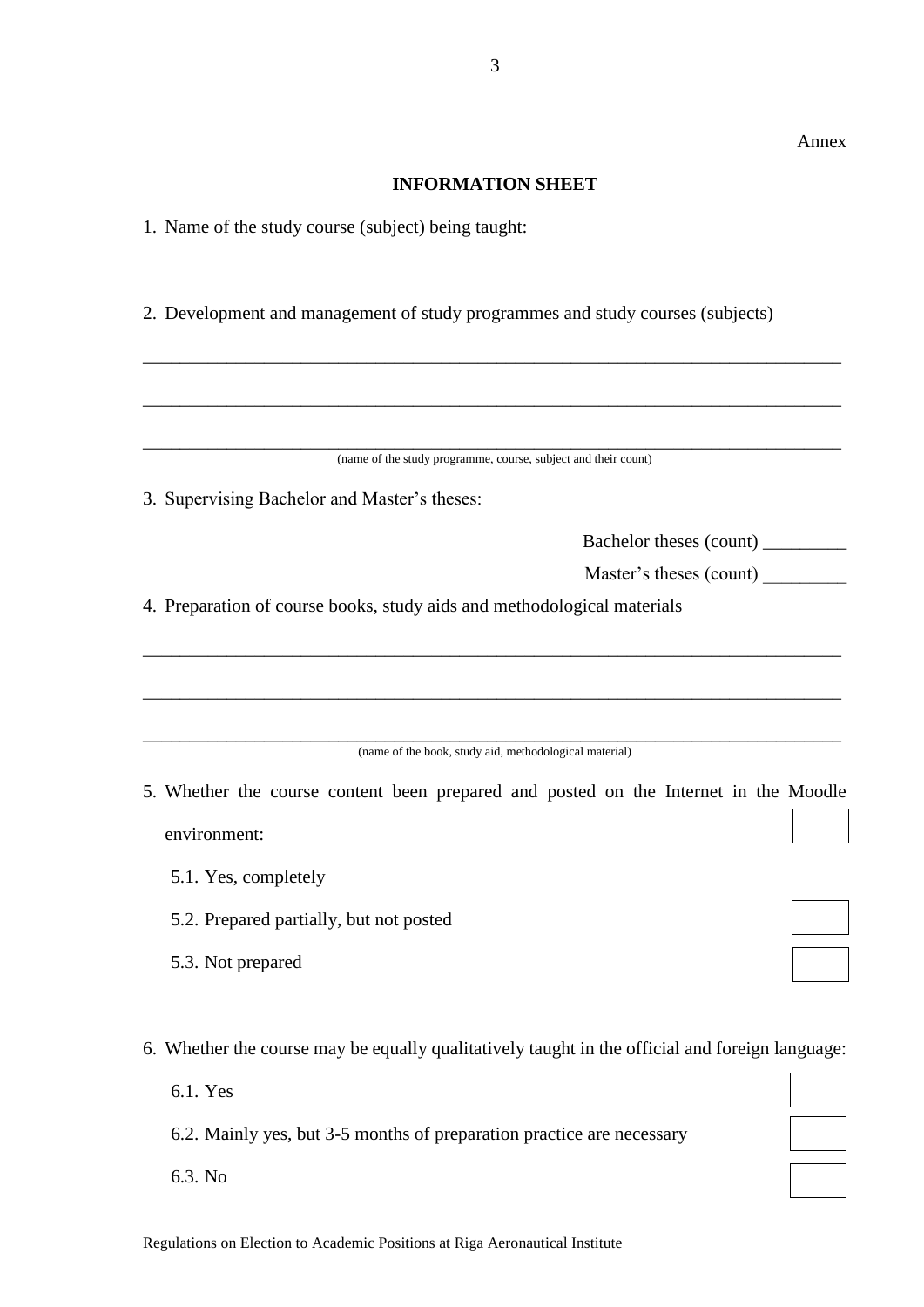Annex

**INFORMATION SHEET**

1. Name of the study course (subject) being taught:

2. Development and management of study programmes and study courses (subjects)

_______________________________________________________________________________

_______________________________________________________________________________

_______________________________________________________________________________
(name of the study programme, course, subject and their count)

3. Supervising Bachelor and Master's theses:

Bachelor theses (count) _________

Master's theses (count) _________

4. Preparation of course books, study aids and methodological materials

_______________________________________________________________________________

_______________________________________________________________________________

_______________________________________________________________________________
(name of the book, study aid, methodological material)

5. Whether the course content been prepared and posted on the Internet in the Moodle environment:
   5.1. Yes, completely ☐
   5.2. Prepared partially, but not posted ☐
   5.3. Not prepared ☐

6. Whether the course may be equally qualitatively taught in the official and foreign language:
   6.1. Yes ☐
   6.2. Mainly yes, but 3-5 months of preparation practice are necessary ☐
   6.3. No ☐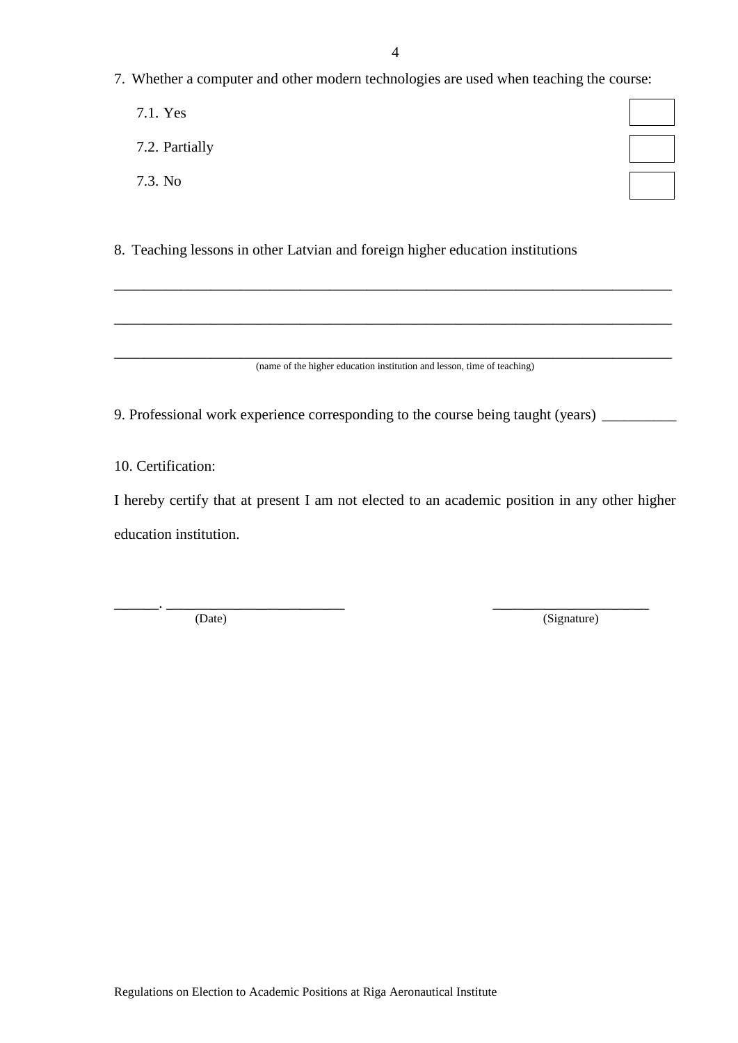7. Whether a computer and other modern technologies are used when teaching the course:

   7.1. Yes ☐

   7.2. Partially ☐

   7.3. No ☐

8. Teaching lessons in other Latvian and foreign higher education institutions

______________________________________________________________________________

______________________________________________________________________________

______________________________________________________________________________
(name of the higher education institution and lesson, time of teaching)

9. Professional work experience corresponding to the course being taught (years) __________

10. Certification:

I hereby certify that at present I am not elected to an academic position in any other higher education institution.

______. _________________________ (Date)

______________________ (Signature)